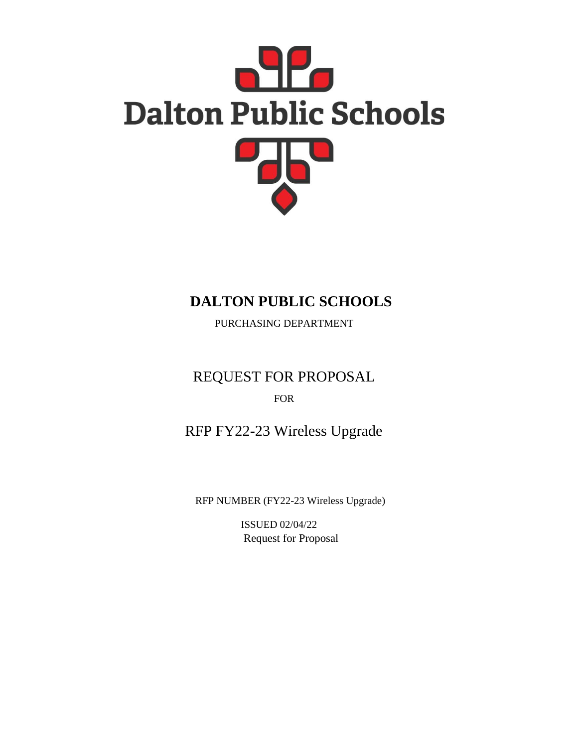Dalton Public Schools

# DALTON PUBLIC SCHOOLS

PURCHASING DEPARTMENT

## REQUEST FOR PROPOSAL

FOR

## RFP FY22-23 Wireless Upgrade

RFP NUMBER (FY22-23 Wireless Upgrade)

ISSUED 02/04/22

Request for Proposal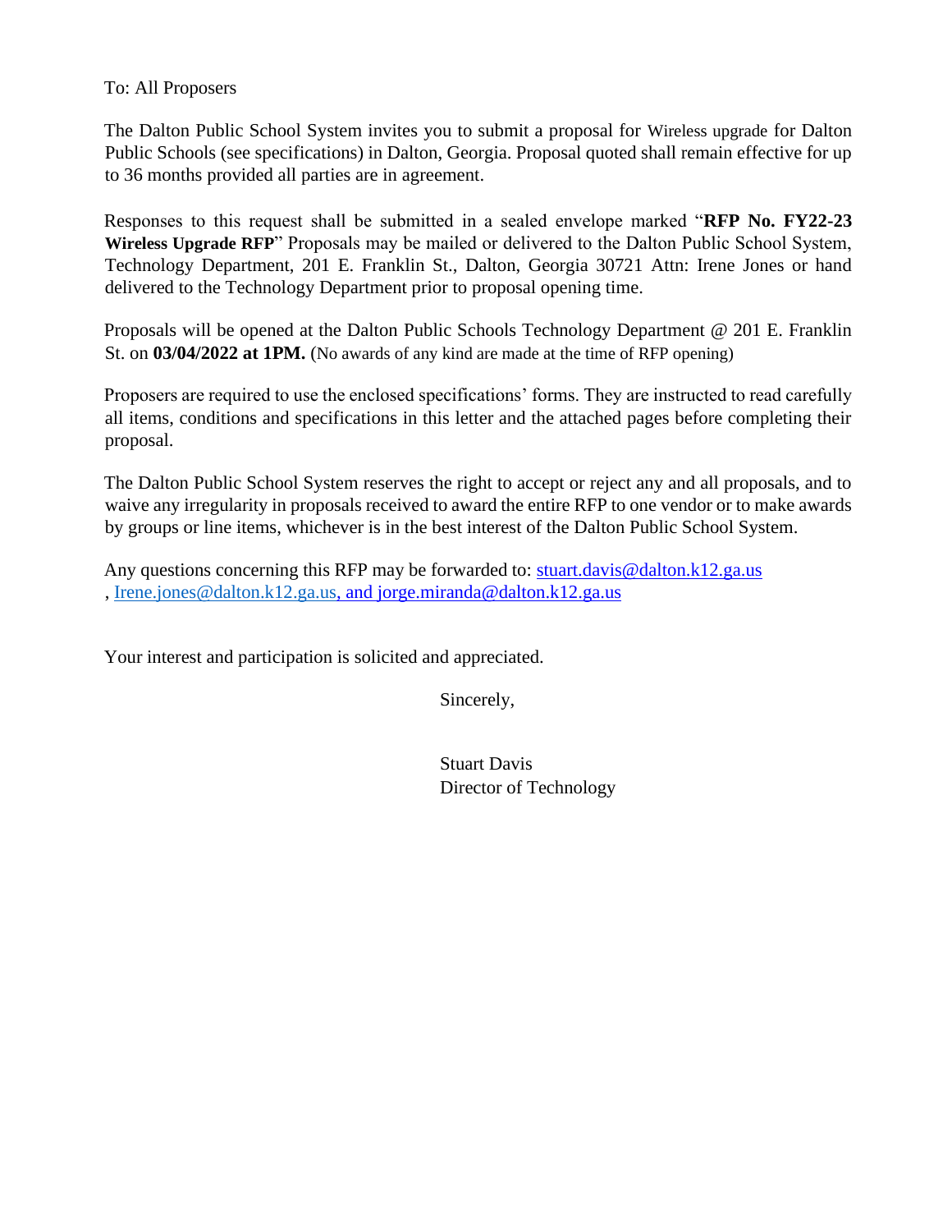To: All Proposers

The Dalton Public School System invites you to submit a proposal for Wireless upgrade for Dalton Public Schools (see specifications) in Dalton, Georgia. Proposal quoted shall remain effective for up to 36 months provided all parties are in agreement.

Responses to this request shall be submitted in a sealed envelope marked "**RFP No. FY22-23 Wireless Upgrade RFP**" Proposals may be mailed or delivered to the Dalton Public School System, Technology Department, 201 E. Franklin St., Dalton, Georgia 30721 Attn: Irene Jones or hand delivered to the Technology Department prior to proposal opening time.

Proposals will be opened at the Dalton Public Schools Technology Department @ 201 E. Franklin St. on **03/04/2022 at 1PM.** (No awards of any kind are made at the time of RFP opening)

Proposers are required to use the enclosed specifications' forms. They are instructed to read carefully all items, conditions and specifications in this letter and the attached pages before completing their proposal.

The Dalton Public School System reserves the right to accept or reject any and all proposals, and to waive any irregularity in proposals received to award the entire RFP to one vendor or to make awards by groups or line items, whichever is in the best interest of the Dalton Public School System.

Any questions concerning this RFP may be forwarded to: stuart.davis@dalton.k12.ga.us , Irene.jones@dalton.k12.ga.us, and jorge.miranda@dalton.k12.ga.us

Your interest and participation is solicited and appreciated.

Sincerely,

Stuart Davis
Director of Technology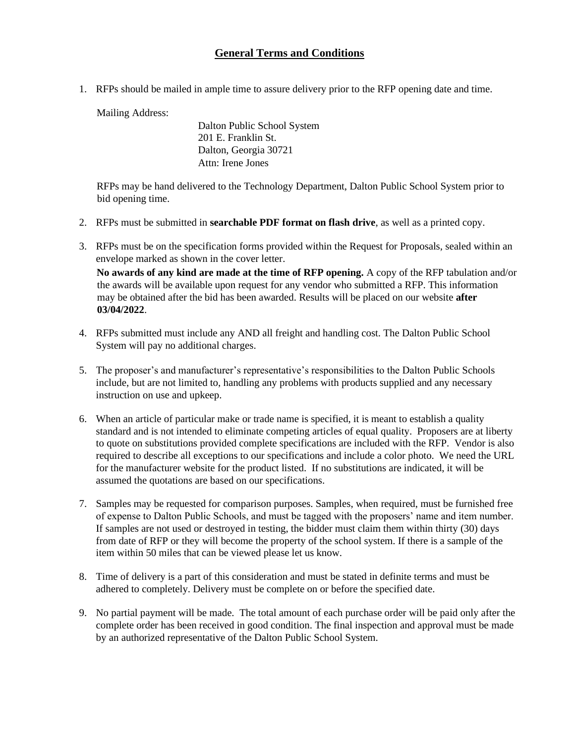## General Terms and Conditions

1. RFPs should be mailed in ample time to assure delivery prior to the RFP opening date and time.

   Mailing Address:

   Dalton Public School System
   201 E. Franklin St.
   Dalton, Georgia 30721
   Attn: Irene Jones

   RFPs may be hand delivered to the Technology Department, Dalton Public School System prior to bid opening time.

2. RFPs must be submitted in **searchable PDF format on flash drive**, as well as a printed copy.

3. RFPs must be on the specification forms provided within the Request for Proposals, sealed within an envelope marked as shown in the cover letter.

   **No awards of any kind are made at the time of RFP opening.** A copy of the RFP tabulation and/or the awards will be available upon request for any vendor who submitted a RFP. This information may be obtained after the bid has been awarded. Results will be placed on our website **after 03/04/2022**.

4. RFPs submitted must include any AND all freight and handling cost. The Dalton Public School System will pay no additional charges.

5. The proposer's and manufacturer's representative's responsibilities to the Dalton Public Schools include, but are not limited to, handling any problems with products supplied and any necessary instruction on use and upkeep.

6. When an article of particular make or trade name is specified, it is meant to establish a quality standard and is not intended to eliminate competing articles of equal quality. Proposers are at liberty to quote on substitutions provided complete specifications are included with the RFP. Vendor is also required to describe all exceptions to our specifications and include a color photo. We need the URL for the manufacturer website for the product listed. If no substitutions are indicated, it will be assumed the quotations are based on our specifications.

7. Samples may be requested for comparison purposes. Samples, when required, must be furnished free of expense to Dalton Public Schools, and must be tagged with the proposers' name and item number. If samples are not used or destroyed in testing, the bidder must claim them within thirty (30) days from date of RFP or they will become the property of the school system. If there is a sample of the item within 50 miles that can be viewed please let us know.

8. Time of delivery is a part of this consideration and must be stated in definite terms and must be adhered to completely. Delivery must be complete on or before the specified date.

9. No partial payment will be made. The total amount of each purchase order will be paid only after the complete order has been received in good condition. The final inspection and approval must be made by an authorized representative of the Dalton Public School System.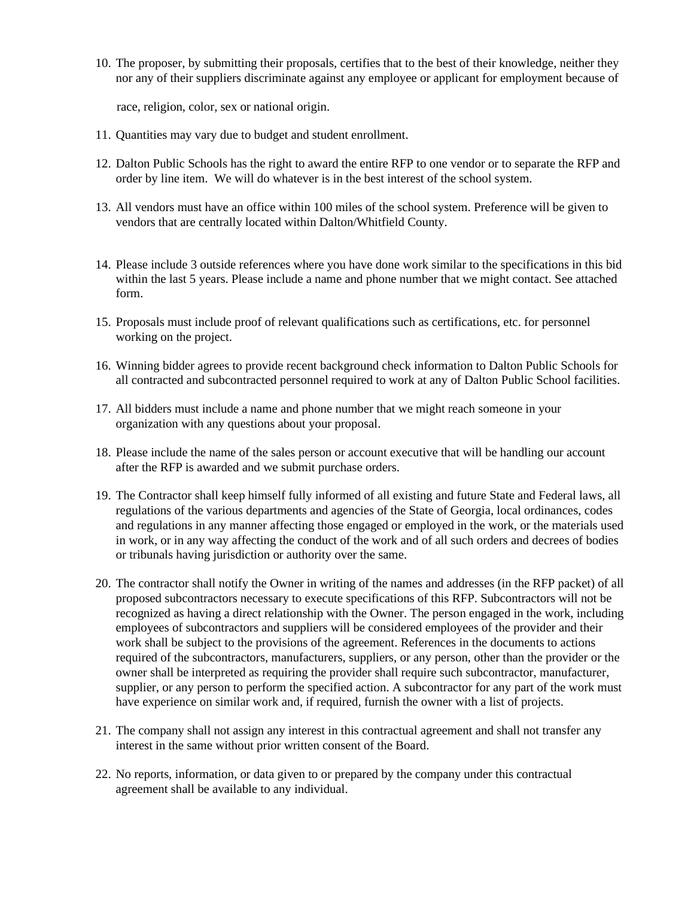10. The proposer, by submitting their proposals, certifies that to the best of their knowledge, neither they nor any of their suppliers discriminate against any employee or applicant for employment because of race, religion, color, sex or national origin.

11. Quantities may vary due to budget and student enrollment.

12. Dalton Public Schools has the right to award the entire RFP to one vendor or to separate the RFP and order by line item. We will do whatever is in the best interest of the school system.

13. All vendors must have an office within 100 miles of the school system. Preference will be given to vendors that are centrally located within Dalton/Whitfield County.

14. Please include 3 outside references where you have done work similar to the specifications in this bid within the last 5 years. Please include a name and phone number that we might contact. See attached form.

15. Proposals must include proof of relevant qualifications such as certifications, etc. for personnel working on the project.

16. Winning bidder agrees to provide recent background check information to Dalton Public Schools for all contracted and subcontracted personnel required to work at any of Dalton Public School facilities.

17. All bidders must include a name and phone number that we might reach someone in your organization with any questions about your proposal.

18. Please include the name of the sales person or account executive that will be handling our account after the RFP is awarded and we submit purchase orders.

19. The Contractor shall keep himself fully informed of all existing and future State and Federal laws, all regulations of the various departments and agencies of the State of Georgia, local ordinances, codes and regulations in any manner affecting those engaged or employed in the work, or the materials used in work, or in any way affecting the conduct of the work and of all such orders and decrees of bodies or tribunals having jurisdiction or authority over the same.

20. The contractor shall notify the Owner in writing of the names and addresses (in the RFP packet) of all proposed subcontractors necessary to execute specifications of this RFP. Subcontractors will not be recognized as having a direct relationship with the Owner. The person engaged in the work, including employees of subcontractors and suppliers will be considered employees of the provider and their work shall be subject to the provisions of the agreement. References in the documents to actions required of the subcontractors, manufacturers, suppliers, or any person, other than the provider or the owner shall be interpreted as requiring the provider shall require such subcontractor, manufacturer, supplier, or any person to perform the specified action. A subcontractor for any part of the work must have experience on similar work and, if required, furnish the owner with a list of projects.

21. The company shall not assign any interest in this contractual agreement and shall not transfer any interest in the same without prior written consent of the Board.

22. No reports, information, or data given to or prepared by the company under this contractual agreement shall be available to any individual.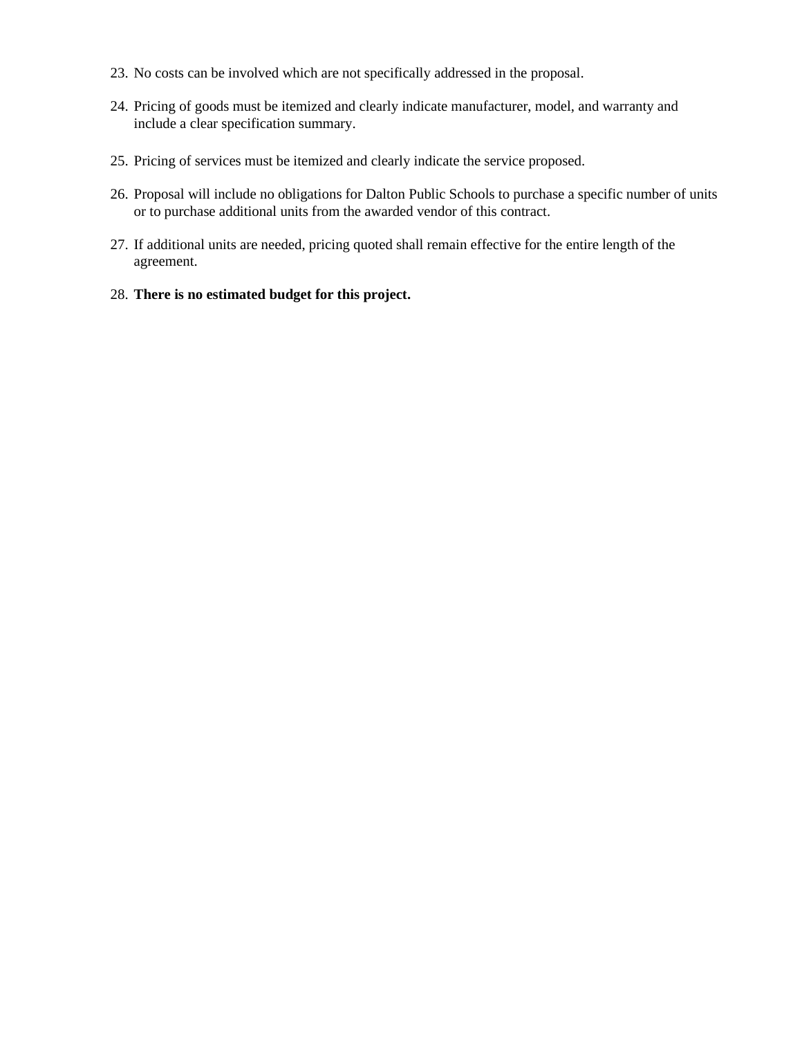23. No costs can be involved which are not specifically addressed in the proposal.
24. Pricing of goods must be itemized and clearly indicate manufacturer, model, and warranty and include a clear specification summary.
25. Pricing of services must be itemized and clearly indicate the service proposed.
26. Proposal will include no obligations for Dalton Public Schools to purchase a specific number of units or to purchase additional units from the awarded vendor of this contract.
27. If additional units are needed, pricing quoted shall remain effective for the entire length of the agreement.
28. **There is no estimated budget for this project.**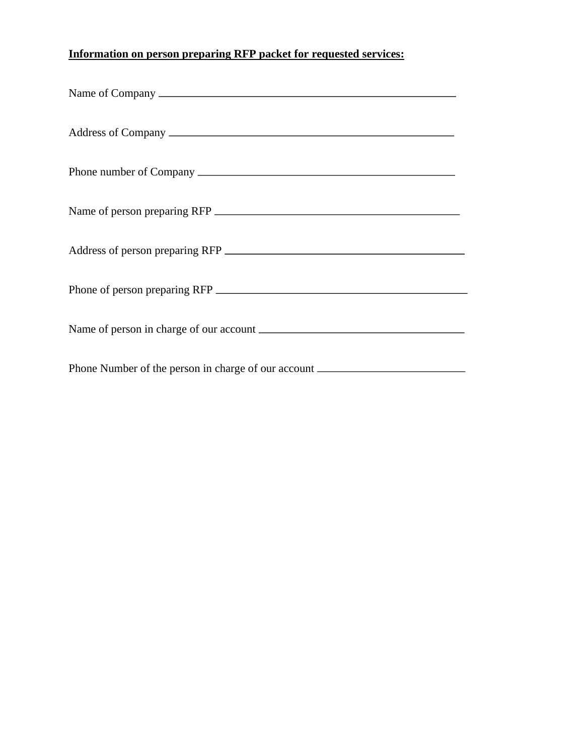**Information on person preparing RFP packet for requested services:**

Name of Company ______________________________________________

Address of Company ____________________________________________

Phone number of Company _______________________________________

Name of person preparing RFP ____________________________________

Address of person preparing RFP __________________________________

Phone of person preparing RFP ____________________________________

Name of person in charge of our account ____________________________

Phone Number of the person in charge of our account _____________________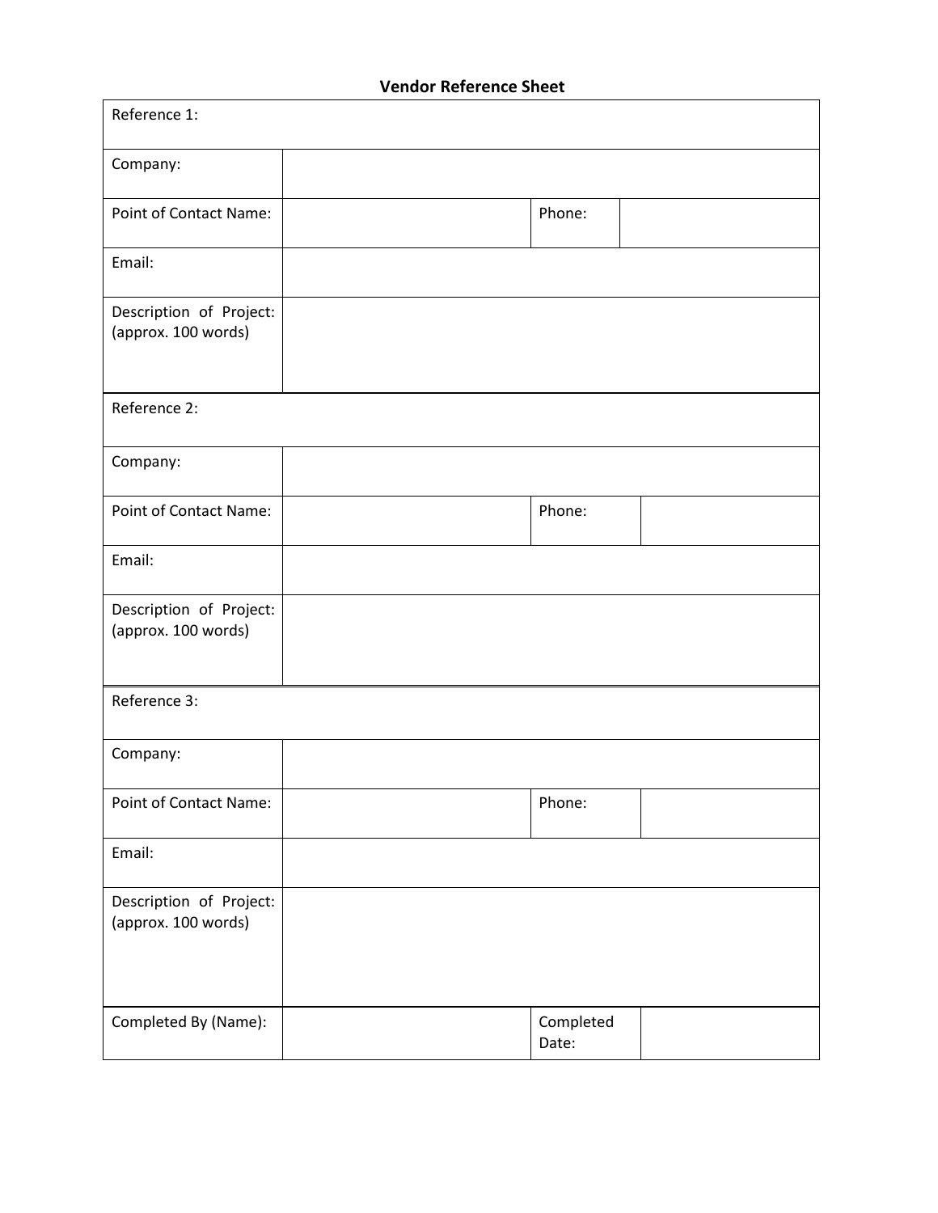# Vendor Reference Sheet

| Reference 1: | | | |
|---|---|---|---|
| Company: | | | |
| Point of Contact Name: | | Phone: | |
| Email: | | | |
| Description of Project: (approx. 100 words) | | | |
| **Reference 2:** | | | |
| Company: | | | |
| Point of Contact Name: | | Phone: | |
| Email: | | | |
| Description of Project: (approx. 100 words) | | | |
| **Reference 3:** | | | |
| Company: | | | |
| Point of Contact Name: | | Phone: | |
| Email: | | | |
| Description of Project: (approx. 100 words) | | | |
| Completed By (Name): | | Completed Date: | |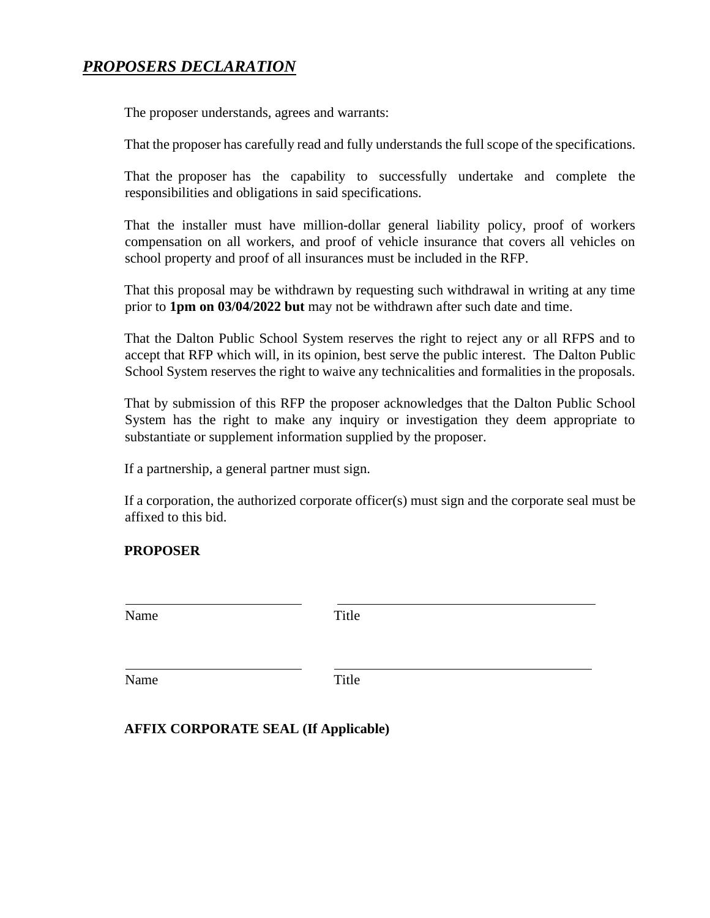## ***PROPOSERS DECLARATION***

The proposer understands, agrees and warrants:

That the proposer has carefully read and fully understands the full scope of the specifications.

That the proposer has the capability to successfully undertake and complete the responsibilities and obligations in said specifications.

That the installer must have million-dollar general liability policy, proof of workers compensation on all workers, and proof of vehicle insurance that covers all vehicles on school property and proof of all insurances must be included in the RFP.

That this proposal may be withdrawn by requesting such withdrawal in writing at any time prior to **1pm on 03/04/2022 but** may not be withdrawn after such date and time.

That the Dalton Public School System reserves the right to reject any or all RFPS and to accept that RFP which will, in its opinion, best serve the public interest. The Dalton Public School System reserves the right to waive any technicalities and formalities in the proposals.

That by submission of this RFP the proposer acknowledges that the Dalton Public School System has the right to make any inquiry or investigation they deem appropriate to substantiate or supplement information supplied by the proposer.

If a partnership, a general partner must sign.

If a corporation, the authorized corporate officer(s) must sign and the corporate seal must be affixed to this bid.

**PROPOSER**

\_\_\_\_\_\_\_\_\_\_\_\_\_\_\_\_\_\_\_\_\_\_\_\_ \_\_\_\_\_\_\_\_\_\_\_\_\_\_\_\_\_\_\_\_\_\_\_\_\_\_\_\_\_\_\_\_\_\_\_\_

Name Title

\_\_\_\_\_\_\_\_\_\_\_\_\_\_\_\_\_\_\_\_\_\_\_\_ \_\_\_\_\_\_\_\_\_\_\_\_\_\_\_\_\_\_\_\_\_\_\_\_\_\_\_\_\_\_\_\_\_\_\_\_

Name Title

**AFFIX CORPORATE SEAL (If Applicable)**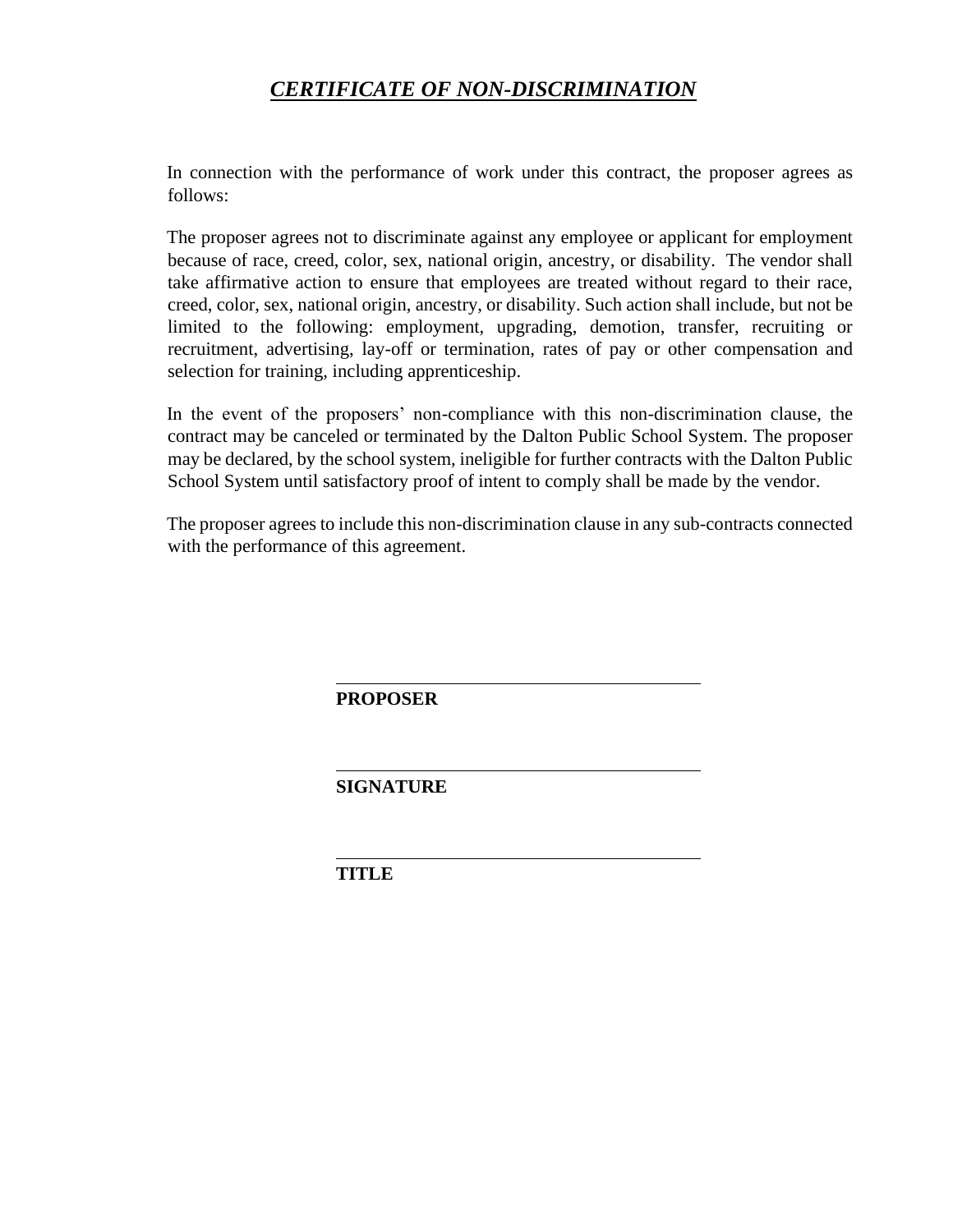# ***CERTIFICATE OF NON-DISCRIMINATION***

In connection with the performance of work under this contract, the proposer agrees as follows:

The proposer agrees not to discriminate against any employee or applicant for employment because of race, creed, color, sex, national origin, ancestry, or disability. The vendor shall take affirmative action to ensure that employees are treated without regard to their race, creed, color, sex, national origin, ancestry, or disability. Such action shall include, but not be limited to the following: employment, upgrading, demotion, transfer, recruiting or recruitment, advertising, lay-off or termination, rates of pay or other compensation and selection for training, including apprenticeship.

In the event of the proposers' non-compliance with this non-discrimination clause, the contract may be canceled or terminated by the Dalton Public School System. The proposer may be declared, by the school system, ineligible for further contracts with the Dalton Public School System until satisfactory proof of intent to comply shall be made by the vendor.

The proposer agrees to include this non-discrimination clause in any sub-contracts connected with the performance of this agreement.

\_\_\_\_\_\_\_\_\_\_\_\_\_\_\_\_\_\_\_\_\_\_\_\_\_\_\_\_\_\_\_\_\_\_\_\_\_\_

**PROPOSER**

\_\_\_\_\_\_\_\_\_\_\_\_\_\_\_\_\_\_\_\_\_\_\_\_\_\_\_\_\_\_\_\_\_\_\_\_\_\_

**SIGNATURE**

\_\_\_\_\_\_\_\_\_\_\_\_\_\_\_\_\_\_\_\_\_\_\_\_\_\_\_\_\_\_\_\_\_\_\_\_\_\_

**TITLE**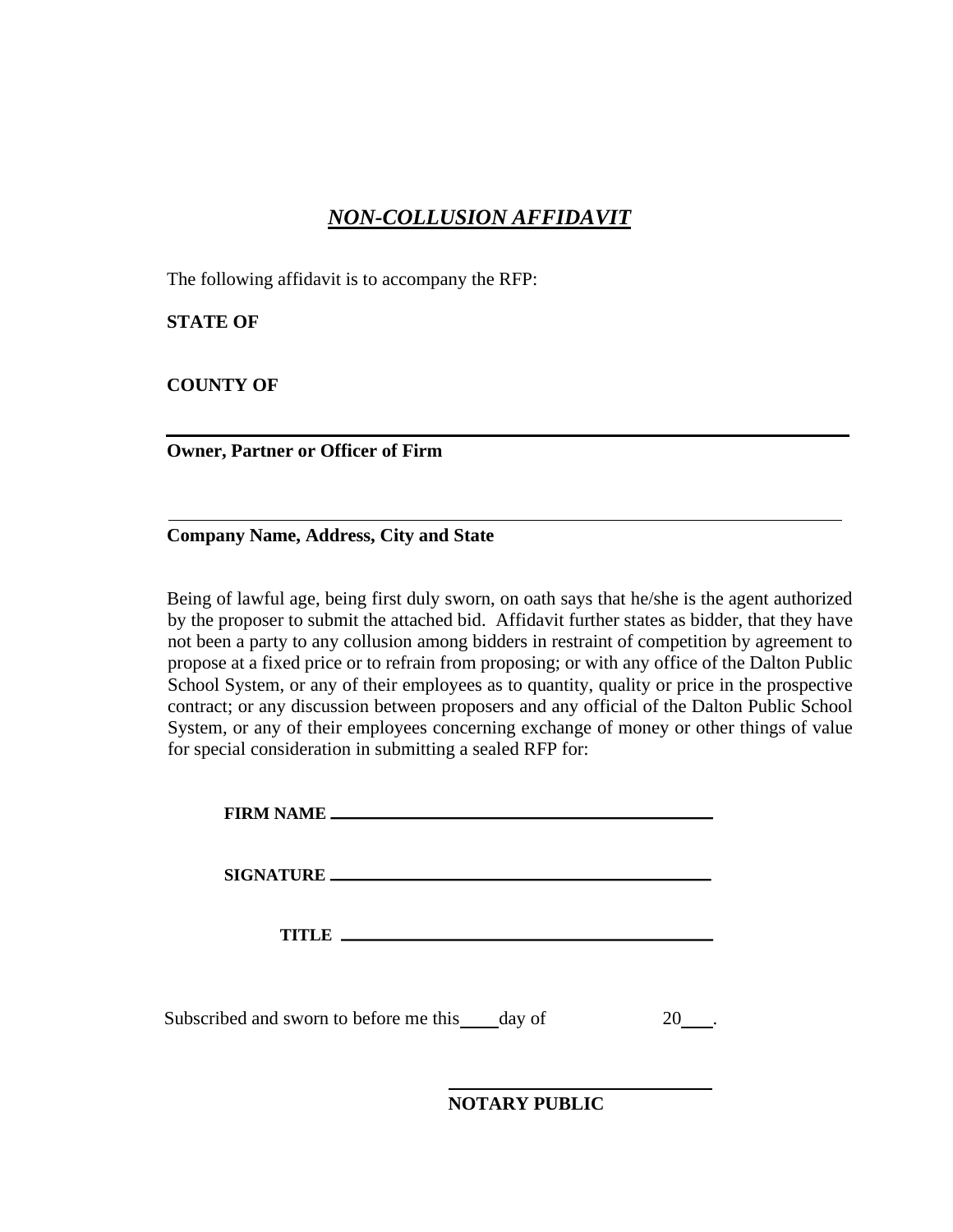# ***NON-COLLUSION AFFIDAVIT***

The following affidavit is to accompany the RFP:

**STATE OF**

**COUNTY OF**

______________________________________________

**Owner, Partner or Officer of Firm**

______________________________________________

**Company Name, Address, City and State**

Being of lawful age, being first duly sworn, on oath says that he/she is the agent authorized by the proposer to submit the attached bid. Affidavit further states as bidder, that they have not been a party to any collusion among bidders in restraint of competition by agreement to propose at a fixed price or to refrain from proposing; or with any office of the Dalton Public School System, or any of their employees as to quantity, quality or price in the prospective contract; or any discussion between proposers and any official of the Dalton Public School System, or any of their employees concerning exchange of money or other things of value for special consideration in submitting a sealed RFP for:

**FIRM NAME** ______________________________________

**SIGNATURE** ______________________________________

**TITLE** ______________________________________

Subscribed and sworn to before me this ____ day of                    20___.

______________________________

**NOTARY PUBLIC**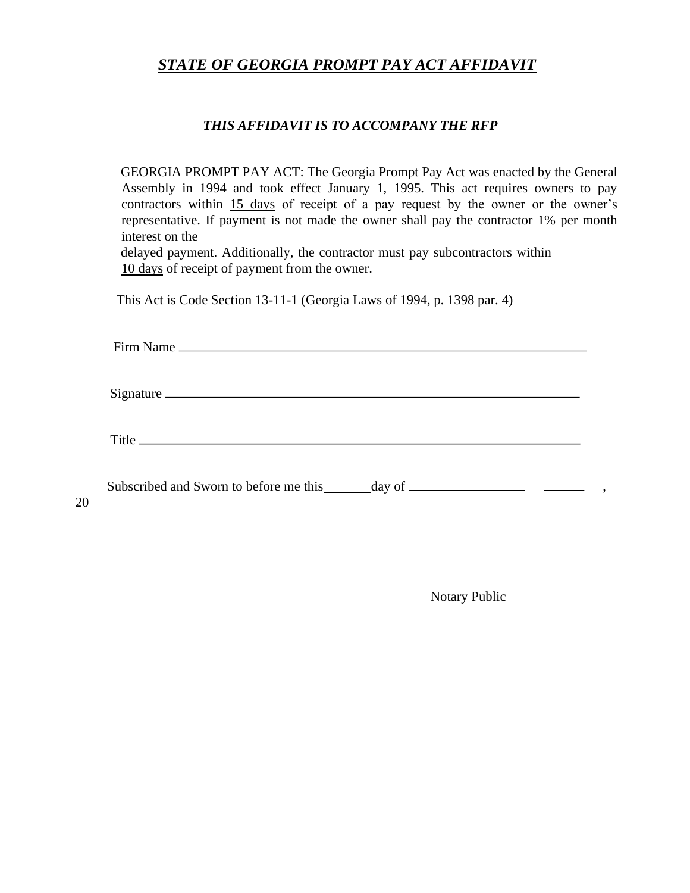# ***STATE OF GEORGIA PROMPT PAY ACT AFFIDAVIT***

***THIS AFFIDAVIT IS TO ACCOMPANY THE RFP***

GEORGIA PROMPT PAY ACT: The Georgia Prompt Pay Act was enacted by the General Assembly in 1994 and took effect January 1, 1995. This act requires owners to pay contractors within 15 days of receipt of a pay request by the owner or the owner's representative. If payment is not made the owner shall pay the contractor 1% per month interest on the delayed payment. Additionally, the contractor must pay subcontractors within 10 days of receipt of payment from the owner.

This Act is Code Section 13-11-1 (Georgia Laws of 1994, p. 1398 par. 4)

Firm Name ______________________________________________________________

Signature ______________________________________________________________

Title __________________________________________________________________

Subscribed and Sworn to before me this_______day of _________________ ______ , 20

_______________________________________

Notary Public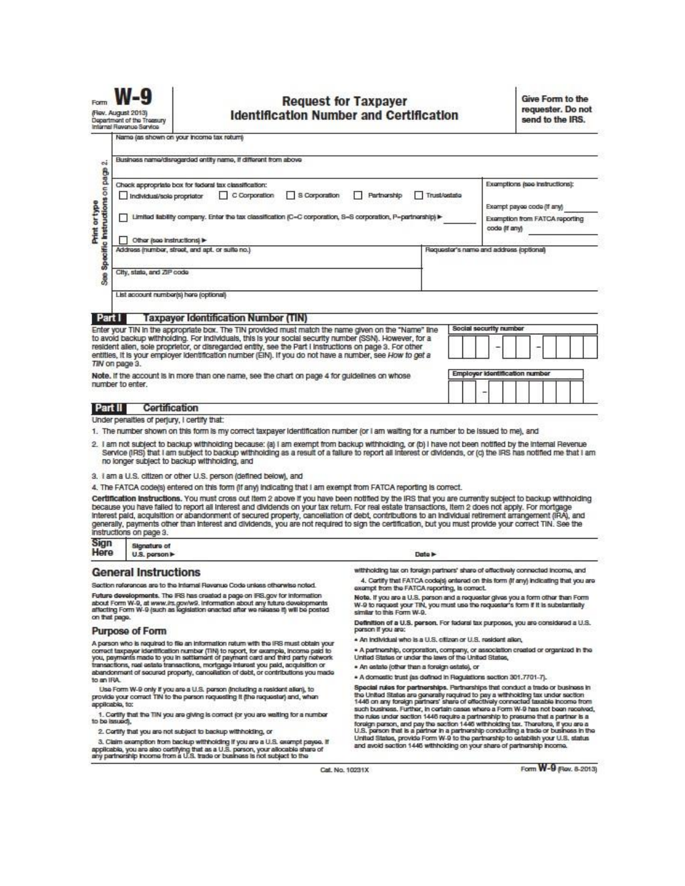Form **W-9**
(Rev. August 2013)
Department of the Treasury
Internal Revenue Service

# Request for Taxpayer Identification Number and Certification

**Give Form to the requester. Do not send to the IRS.**

Print or type
See Specific Instructions on page 2.

Name (as shown on your income tax return)

Business name/disregarded entity name, if different from above

Check appropriate box for federal tax classification:
☐ Individual/sole proprietor ☐ C Corporation ☐ S Corporation ☐ Partnership ☐ Trust/estate

☐ Limited liability company. Enter the tax classification (C=C corporation, S=S corporation, P=partnership) ▶

☐ Other (see instructions) ▶

Exemptions (see instructions):
Exempt payee code (if any)
Exemption from FATCA reporting code (if any)

Address (number, street, and apt. or suite no.)

Requester's name and address (optional)

City, state, and ZIP code

List account number(s) here (optional)

## Part I Taxpayer Identification Number (TIN)

Enter your TIN in the appropriate box. The TIN provided must match the name given on the "Name" line to avoid backup withholding. For individuals, this is your social security number (SSN). However, for a resident alien, sole proprietor, or disregarded entity, see the Part I instructions on page 3. For other entities, it is your employer identification number (EIN). If you do not have a number, see *How to get a TIN* on page 3.

**Note.** If the account is in more than one name, see the chart on page 4 for guidelines on whose number to enter.

Social security number

Employer identification number

## Part II Certification

Under penalties of perjury, I certify that:

1. The number shown on this form is my correct taxpayer identification number (or I am waiting for a number to be issued to me), and
2. I am not subject to backup withholding because: (a) I am exempt from backup withholding, or (b) I have not been notified by the Internal Revenue Service (IRS) that I am subject to backup withholding as a result of a failure to report all interest or dividends, or (c) the IRS has notified me that I am no longer subject to backup withholding, and
3. I am a U.S. citizen or other U.S. person (defined below), and
4. The FATCA code(s) entered on this form (if any) indicating that I am exempt from FATCA reporting is correct.

**Certification instructions.** You must cross out item 2 above if you have been notified by the IRS that you are currently subject to backup withholding because you have failed to report all interest and dividends on your tax return. For real estate transactions, item 2 does not apply. For mortgage interest paid, acquisition or abandonment of secured property, cancellation of debt, contributions to an individual retirement arrangement (IRA), and generally, payments other than interest and dividends, you are not required to sign the certification, but you must provide your correct TIN. See the instructions on page 3.

**Sign Here** Signature of U.S. person ▶ Date ▶

## General Instructions

Section references are to the Internal Revenue Code unless otherwise noted.

**Future developments.** The IRS has created a page on IRS.gov for information about Form W-9, at www.irs.gov/w9. Information about any future developments affecting Form W-9 (such as legislation enacted after we release it) will be posted on that page.

### Purpose of Form

A person who is required to file an information return with the IRS must obtain your correct taxpayer identification number (TIN) to report, for example, income paid to you, payments made to you in settlement of payment card and third party network transactions, real estate transactions, mortgage interest you paid, acquisition or abandonment of secured property, cancellation of debt, or contributions you made to an IRA.

Use Form W-9 only if you are a U.S. person (including a resident alien), to provide your correct TIN to the person requesting it (the requester) and, when applicable, to:

1. Certify that the TIN you are giving is correct (or you are waiting for a number to be issued),

2. Certify that you are not subject to backup withholding, or

3. Claim exemption from backup withholding if you are a U.S. exempt payee. If applicable, you are also certifying that as a U.S. person, your allocable share of any partnership income from a U.S. trade or business is not subject to the withholding tax on foreign partners' share of effectively connected income, and

4. Certify that FATCA code(s) entered on this form (if any) indicating that you are exempt from the FATCA reporting, is correct.

**Note.** If you are a U.S. person and a requester gives you a form other than Form W-9 to request your TIN, you must use the requester's form if it is substantially similar to this Form W-9.

**Definition of a U.S. person.** For federal tax purposes, you are considered a U.S. person if you are:

- An individual who is a U.S. citizen or U.S. resident alien,
- A partnership, corporation, company, or association created or organized in the United States or under the laws of the United States,
- An estate (other than a foreign estate), or
- A domestic trust (as defined in Regulations section 301.7701-7).

**Special rules for partnerships.** Partnerships that conduct a trade or business in the United States are generally required to pay a withholding tax under section 1446 on any foreign partners' share of effectively connected taxable income from such business. Further, in certain cases where a Form W-9 has not been received, the rules under section 1446 require a partnership to presume that a partner is a foreign person, and pay the section 1446 withholding tax. Therefore, if you are a U.S. person that is a partner in a partnership conducting a trade or business in the United States, provide Form W-9 to the partnership to establish your U.S. status and avoid section 1446 withholding on your share of partnership income.

Cat. No. 10231X Form **W-9** (Rev. 8-2013)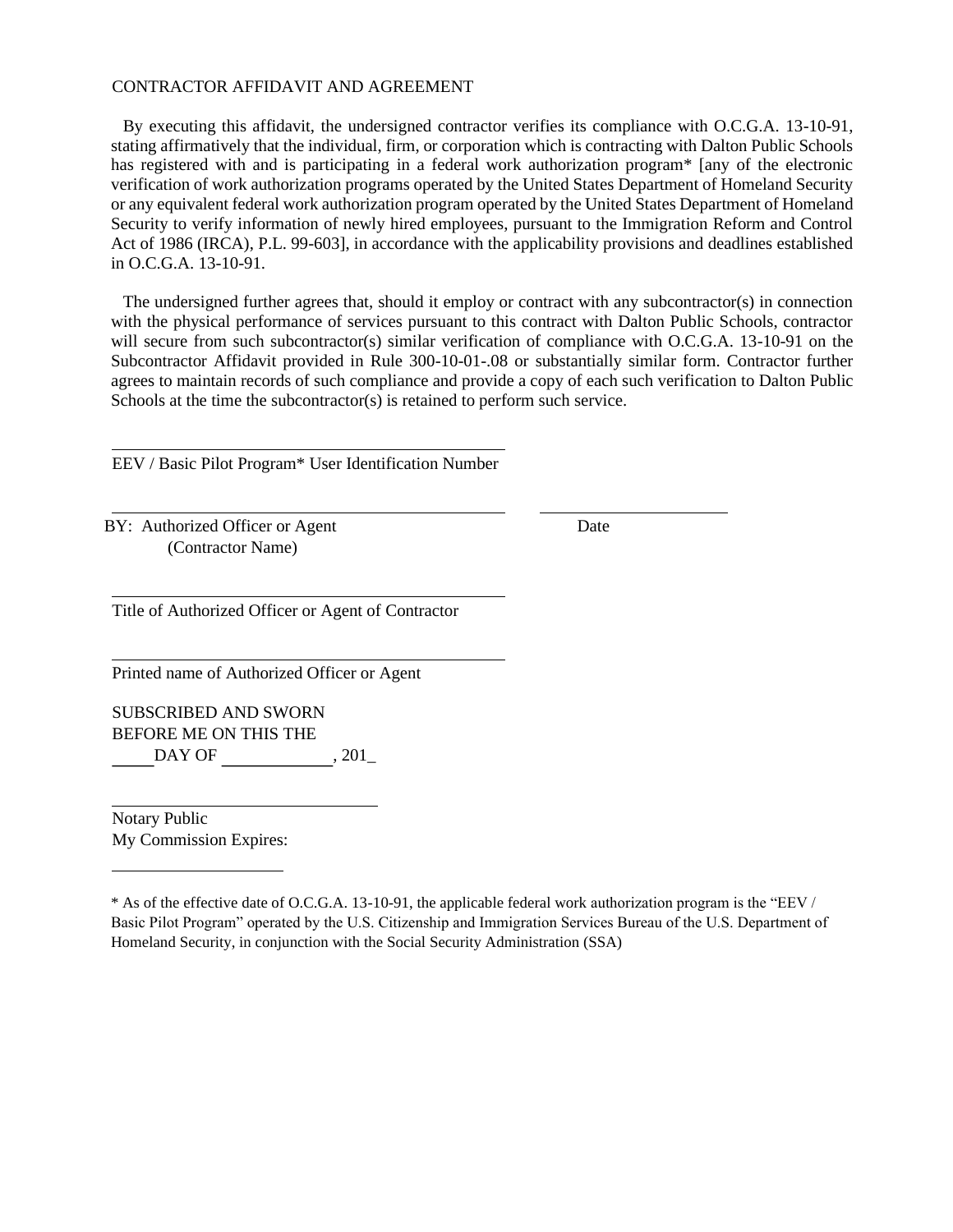CONTRACTOR AFFIDAVIT AND AGREEMENT

By executing this affidavit, the undersigned contractor verifies its compliance with O.C.G.A. 13-10-91, stating affirmatively that the individual, firm, or corporation which is contracting with Dalton Public Schools has registered with and is participating in a federal work authorization program* [any of the electronic verification of work authorization programs operated by the United States Department of Homeland Security or any equivalent federal work authorization program operated by the United States Department of Homeland Security to verify information of newly hired employees, pursuant to the Immigration Reform and Control Act of 1986 (IRCA), P.L. 99-603], in accordance with the applicability provisions and deadlines established in O.C.G.A. 13-10-91.

The undersigned further agrees that, should it employ or contract with any subcontractor(s) in connection with the physical performance of services pursuant to this contract with Dalton Public Schools, contractor will secure from such subcontractor(s) similar verification of compliance with O.C.G.A. 13-10-91 on the Subcontractor Affidavit provided in Rule 300-10-01-.08 or substantially similar form. Contractor further agrees to maintain records of such compliance and provide a copy of each such verification to Dalton Public Schools at the time the subcontractor(s) is retained to perform such service.

\_\_\_\_\_\_\_\_\_\_\_\_\_\_\_\_\_\_\_\_\_\_\_\_\_\_\_\_\_\_\_\_\_\_\_\_\_\_\_\_

EEV / Basic Pilot Program* User Identification Number

\_\_\_\_\_\_\_\_\_\_\_\_\_\_\_\_\_\_\_\_\_\_\_\_\_\_\_\_\_\_\_\_\_\_\_\_\_\_\_\_ \_\_\_\_\_\_\_\_\_\_\_\_\_\_\_\_\_\_\_\_

BY: Authorized Officer or Agent Date
(Contractor Name)

\_\_\_\_\_\_\_\_\_\_\_\_\_\_\_\_\_\_\_\_\_\_\_\_\_\_\_\_\_\_\_\_\_\_\_\_\_\_\_\_

Title of Authorized Officer or Agent of Contractor

\_\_\_\_\_\_\_\_\_\_\_\_\_\_\_\_\_\_\_\_\_\_\_\_\_\_\_\_\_\_\_\_\_\_\_\_\_\_\_\_

Printed name of Authorized Officer or Agent

SUBSCRIBED AND SWORN
BEFORE ME ON THIS THE
\_\_\_\_\_DAY OF \_\_\_\_\_\_\_\_\_\_\_\_\_, 201_

\_\_\_\_\_\_\_\_\_\_\_\_\_\_\_\_\_\_\_\_\_\_\_\_\_\_\_\_\_\_

Notary Public
My Commission Expires:

\_\_\_\_\_\_\_\_\_\_\_\_\_\_\_\_\_\_\_\_

* As of the effective date of O.C.G.A. 13-10-91, the applicable federal work authorization program is the "EEV / Basic Pilot Program" operated by the U.S. Citizenship and Immigration Services Bureau of the U.S. Department of Homeland Security, in conjunction with the Social Security Administration (SSA)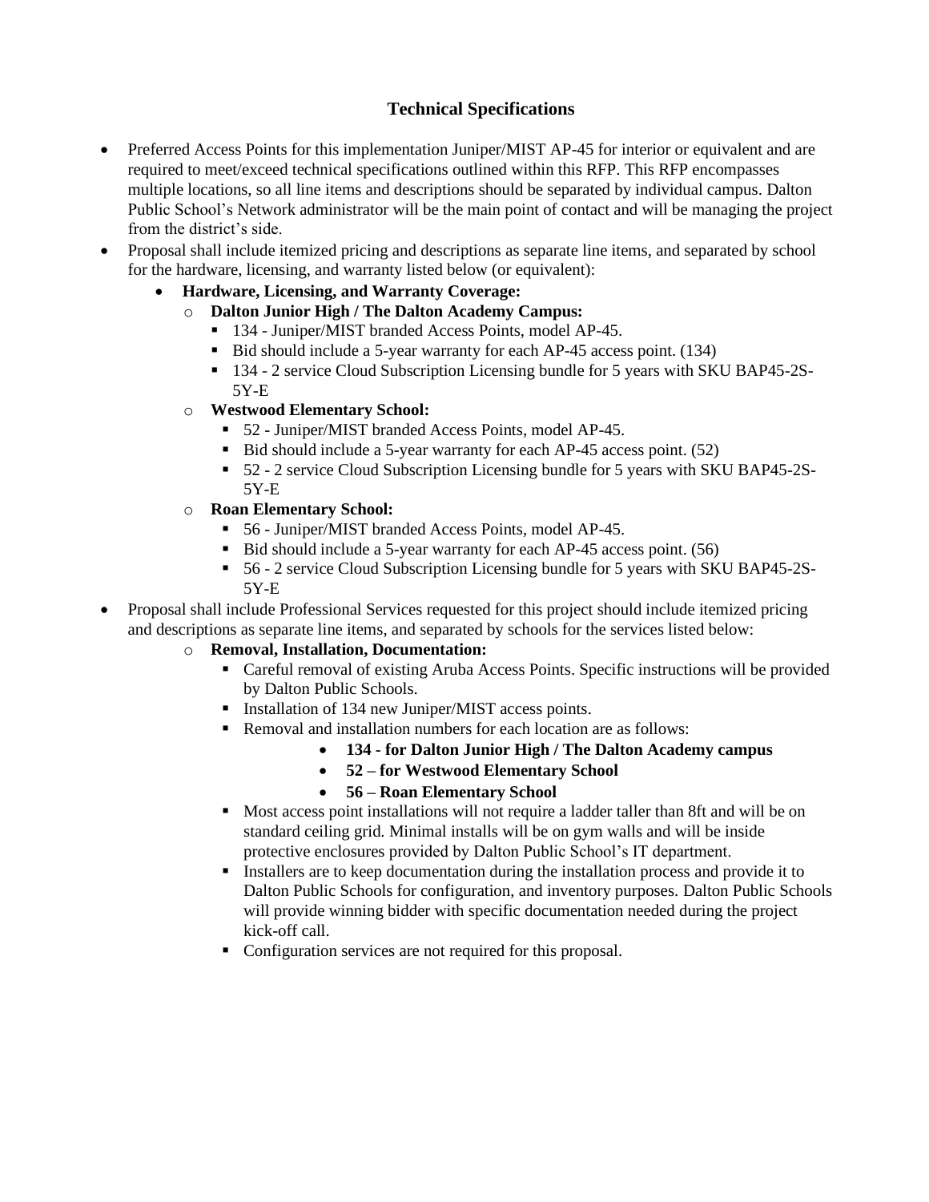## Technical Specifications

- Preferred Access Points for this implementation Juniper/MIST AP-45 for interior or equivalent and are required to meet/exceed technical specifications outlined within this RFP. This RFP encompasses multiple locations, so all line items and descriptions should be separated by individual campus. Dalton Public School's Network administrator will be the main point of contact and will be managing the project from the district's side.
- Proposal shall include itemized pricing and descriptions as separate line items, and separated by school for the hardware, licensing, and warranty listed below (or equivalent):
  - **Hardware, Licensing, and Warranty Coverage:**
    - **Dalton Junior High / The Dalton Academy Campus:**
      - 134 - Juniper/MIST branded Access Points, model AP-45.
      - Bid should include a 5-year warranty for each AP-45 access point. (134)
      - 134 - 2 service Cloud Subscription Licensing bundle for 5 years with SKU BAP45-2S-5Y-E
    - **Westwood Elementary School:**
      - 52 - Juniper/MIST branded Access Points, model AP-45.
      - Bid should include a 5-year warranty for each AP-45 access point. (52)
      - 52 - 2 service Cloud Subscription Licensing bundle for 5 years with SKU BAP45-2S-5Y-E
    - **Roan Elementary School:**
      - 56 - Juniper/MIST branded Access Points, model AP-45.
      - Bid should include a 5-year warranty for each AP-45 access point. (56)
      - 56 - 2 service Cloud Subscription Licensing bundle for 5 years with SKU BAP45-2S-5Y-E
- Proposal shall include Professional Services requested for this project should include itemized pricing and descriptions as separate line items, and separated by schools for the services listed below:
  - **Removal, Installation, Documentation:**
    - Careful removal of existing Aruba Access Points. Specific instructions will be provided by Dalton Public Schools.
    - Installation of 134 new Juniper/MIST access points.
    - Removal and installation numbers for each location are as follows:
      - **134 - for Dalton Junior High / The Dalton Academy campus**
      - **52 – for Westwood Elementary School**
      - **56 – Roan Elementary School**
    - Most access point installations will not require a ladder taller than 8ft and will be on standard ceiling grid. Minimal installs will be on gym walls and will be inside protective enclosures provided by Dalton Public School's IT department.
    - Installers are to keep documentation during the installation process and provide it to Dalton Public Schools for configuration, and inventory purposes. Dalton Public Schools will provide winning bidder with specific documentation needed during the project kick-off call.
    - Configuration services are not required for this proposal.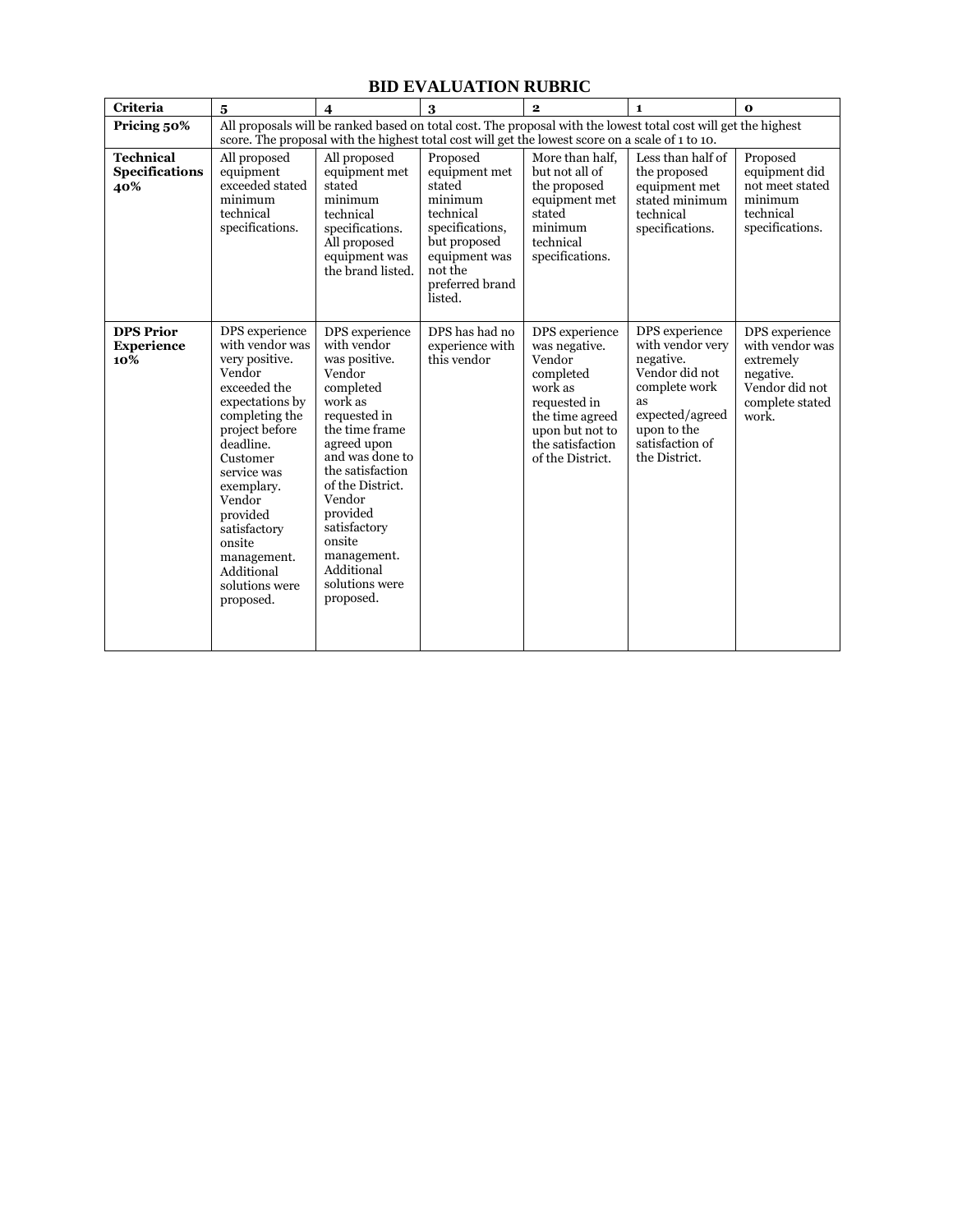# BID EVALUATION RUBRIC

| Criteria | 5 | 4 | 3 | 2 | 1 | 0 |
|---|---|---|---|---|---|---|
| **Pricing 50%** | All proposals will be ranked based on total cost. The proposal with the lowest total cost will get the highest score. The proposal with the highest total cost will get the lowest score on a scale of 1 to 10. | | | | | |
| **Technical Specifications 40%** | All proposed equipment exceeded stated minimum technical specifications. | All proposed equipment met stated minimum technical specifications. All proposed equipment was the brand listed. | Proposed equipment met stated minimum technical specifications, but proposed equipment was not the preferred brand listed. | More than half, but not all of the proposed equipment met stated minimum technical specifications. | Less than half of the proposed equipment met stated minimum technical specifications. | Proposed equipment did not meet stated minimum technical specifications. |
| **DPS Prior Experience 10%** | DPS experience with vendor was very positive. Vendor exceeded the expectations by completing the project before deadline. Customer service was exemplary. Vendor provided satisfactory onsite management. Additional solutions were proposed. | DPS experience with vendor was positive. Vendor completed work as requested in the time frame agreed upon and was done to the satisfaction of the District. Vendor provided satisfactory onsite management. Additional solutions were proposed. | DPS has had no experience with this vendor | DPS experience was negative. Vendor completed work as requested in the time agreed upon but not to the satisfaction of the District. | DPS experience with vendor very negative. Vendor did not complete work as expected/agreed upon to the satisfaction of the District. | DPS experience with vendor was extremely negative. Vendor did not complete stated work. |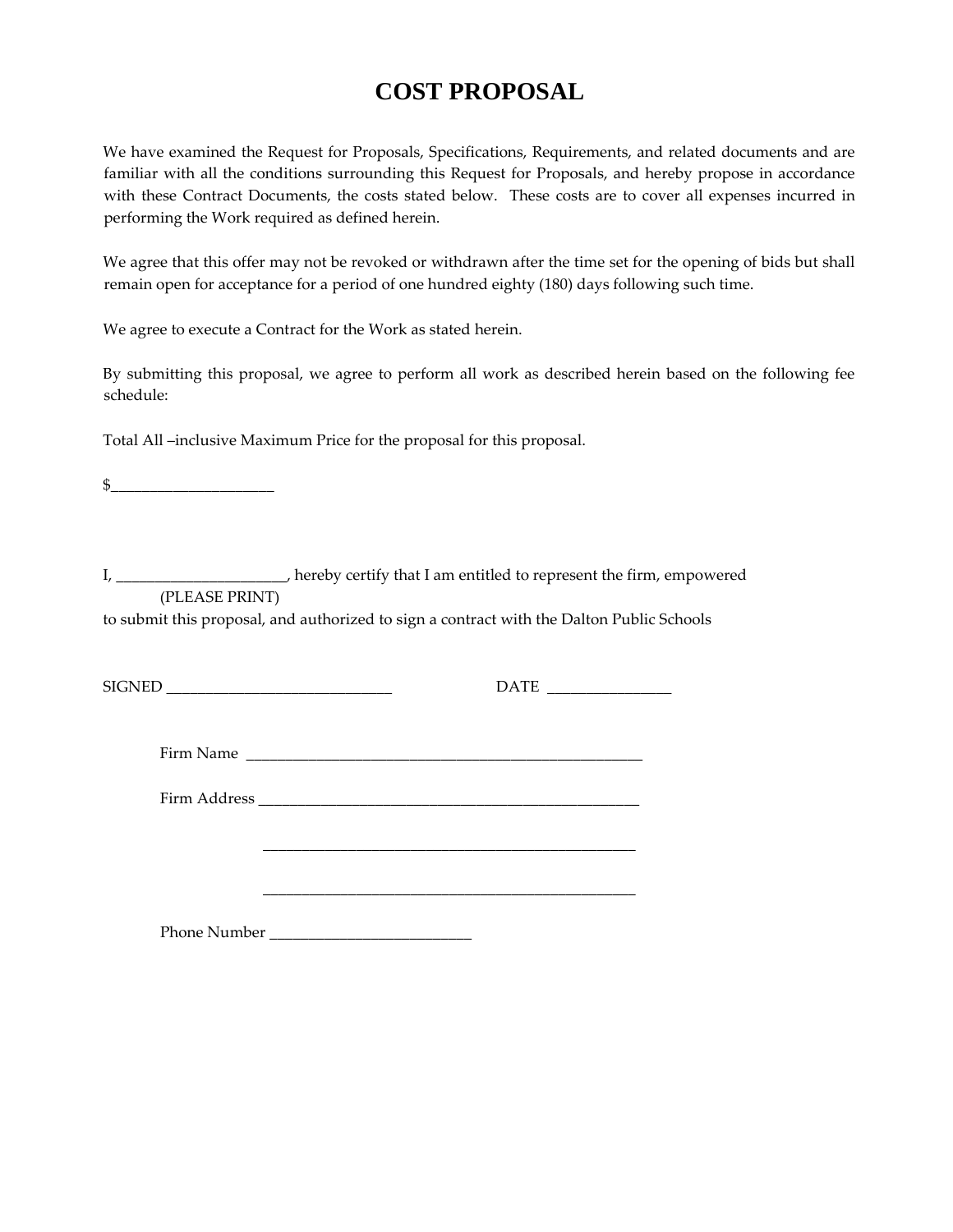# COST PROPOSAL

We have examined the Request for Proposals, Specifications, Requirements, and related documents and are familiar with all the conditions surrounding this Request for Proposals, and hereby propose in accordance with these Contract Documents, the costs stated below. These costs are to cover all expenses incurred in performing the Work required as defined herein.

We agree that this offer may not be revoked or withdrawn after the time set for the opening of bids but shall remain open for acceptance for a period of one hundred eighty (180) days following such time.

We agree to execute a Contract for the Work as stated herein.

By submitting this proposal, we agree to perform all work as described herein based on the following fee schedule:

Total All –inclusive Maximum Price for the proposal for this proposal.

$_____________________

I, ______________________, hereby certify that I am entitled to represent the firm, empowered
(PLEASE PRINT)
to submit this proposal, and authorized to sign a contract with the Dalton Public Schools

SIGNED _____________________________ DATE ________________

Firm Name ____________________________________________________

Firm Address ___________________________________________________

___________________________________________________

___________________________________________________

Phone Number __________________________